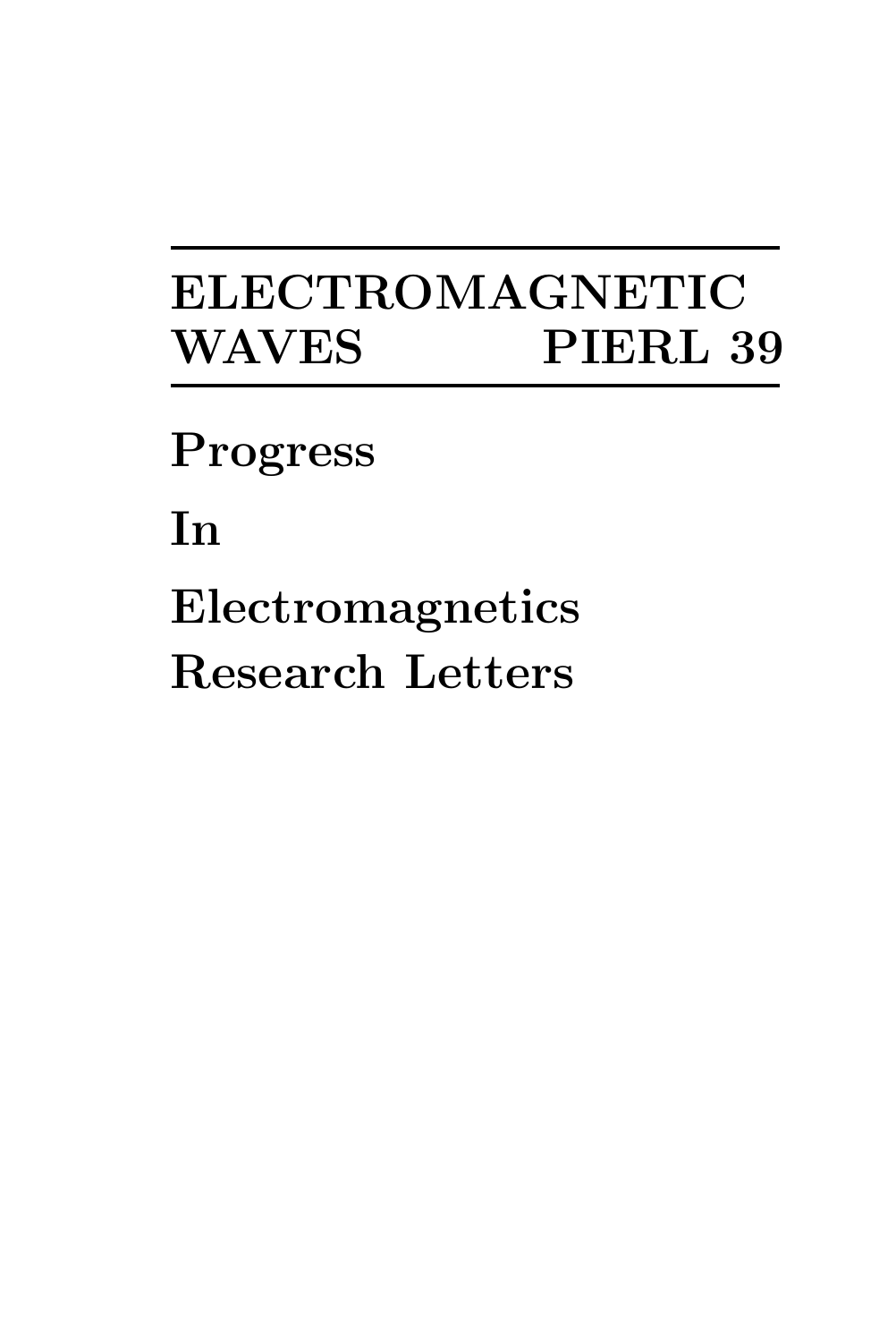# ELECTROMAGNETIC WAVES PIERL 39

**Progress**

**In**

**Electromagnetics Research Letters**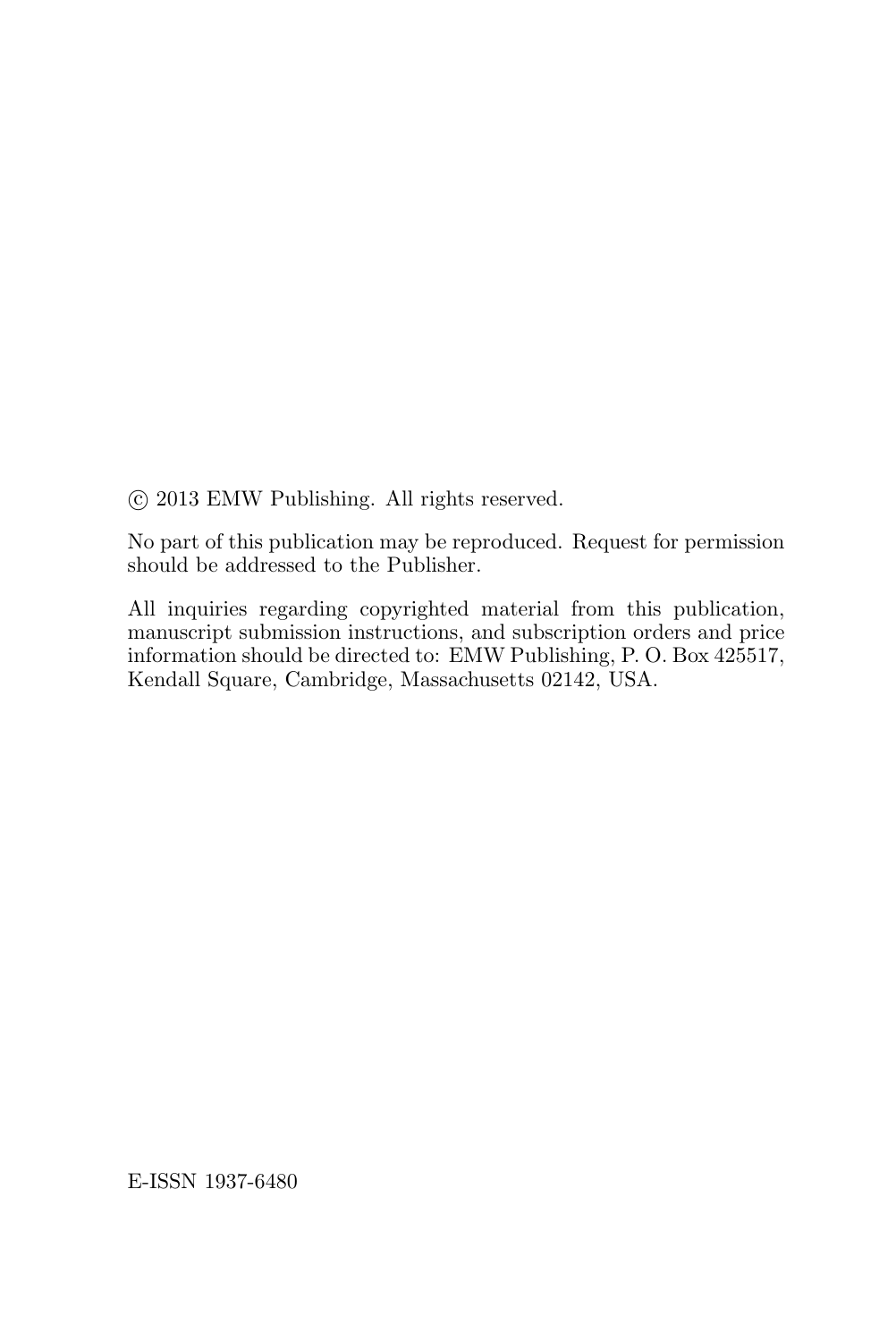© 2013 EMW Publishing. All rights reserved.

No part of this publication may be reproduced. Request for permission should be addressed to the Publisher.

All inquiries regarding copyrighted material from this publication, manuscript submission instructions, and subscription orders and price information should be directed to: EMW Publishing, P. O. Box 425517, Kendall Square, Cambridge, Massachusetts 02142, USA.

E-ISSN 1937-6480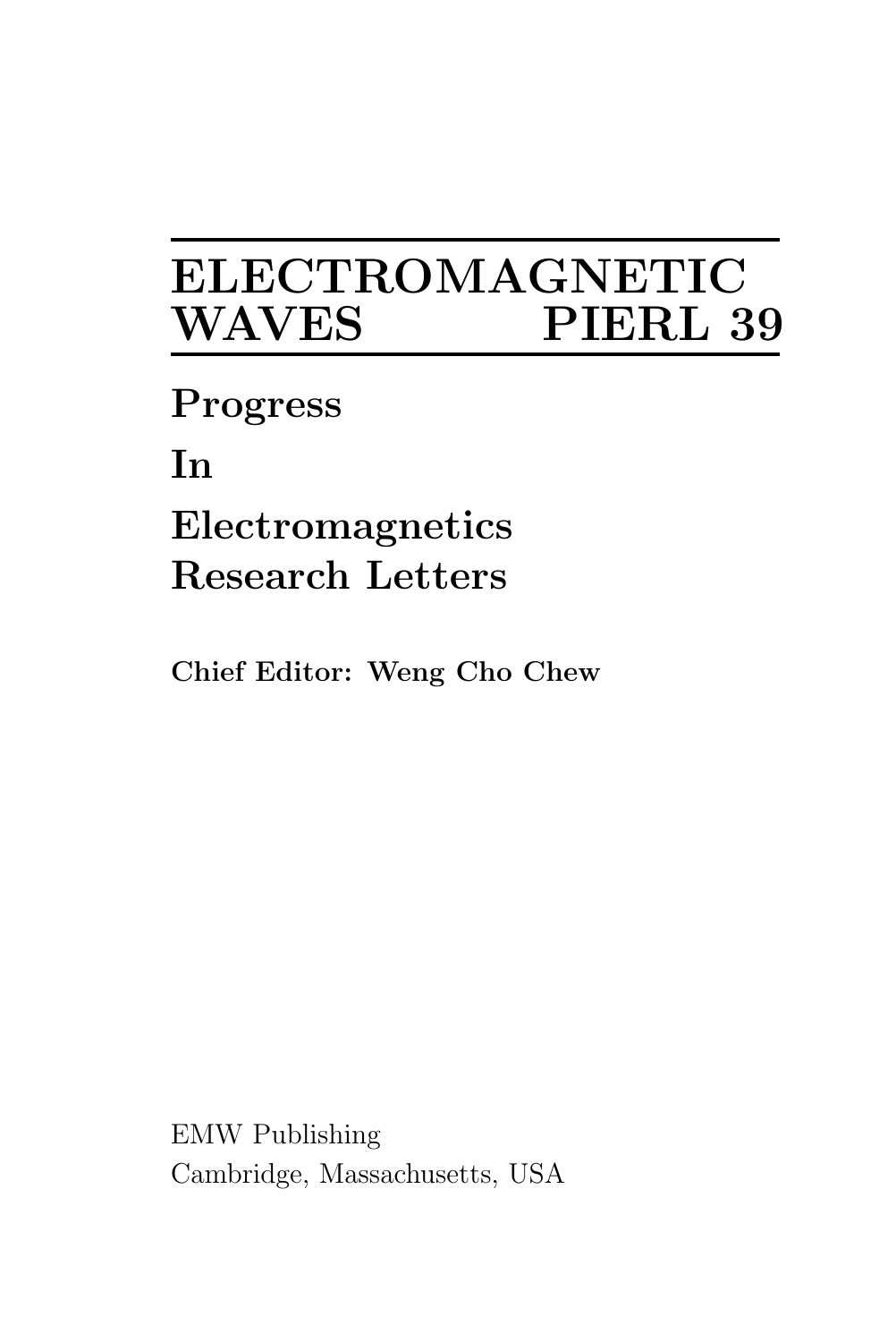# ELECTROMAGNETIC WAVES PIERL 39

**Progress**

**In**

**Electromagnetics**
**Research Letters**

**Chief Editor: Weng Cho Chew**

EMW Publishing
Cambridge, Massachusetts, USA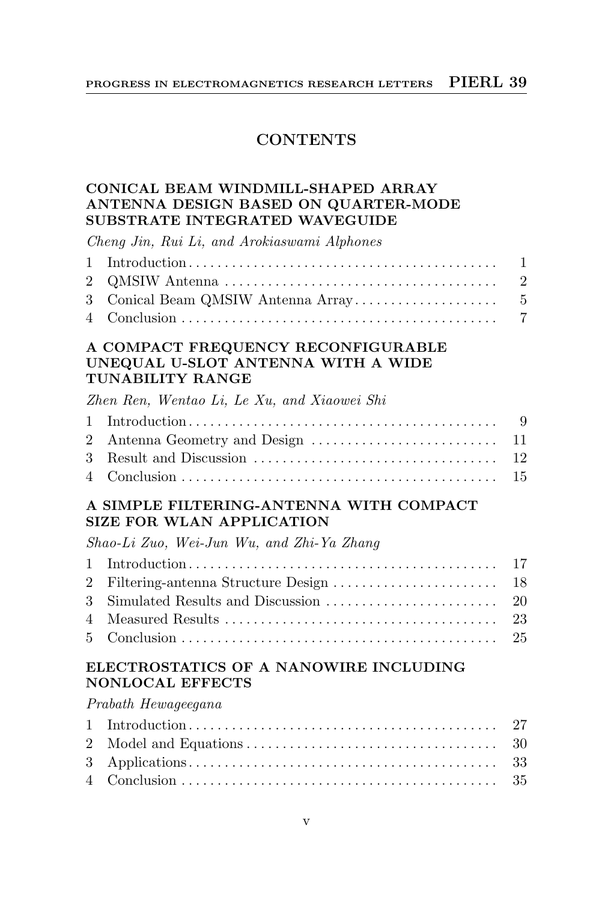# CONTENTS

## CONICAL BEAM WINDMILL-SHAPED ARRAY ANTENNA DESIGN BASED ON QUARTER-MODE SUBSTRATE INTEGRATED WAVEGUIDE

*Cheng Jin, Rui Li, and Arokiaswami Alphones*

| | | |
|---|---|---|
| 1 | Introduction | 1 |
| 2 | QMSIW Antenna | 2 |
| 3 | Conical Beam QMSIW Antenna Array | 5 |
| 4 | Conclusion | 7 |

## A COMPACT FREQUENCY RECONFIGURABLE UNEQUAL U-SLOT ANTENNA WITH A WIDE TUNABILITY RANGE

*Zhen Ren, Wentao Li, Le Xu, and Xiaowei Shi*

| | | |
|---|---|---|
| 1 | Introduction | 9 |
| 2 | Antenna Geometry and Design | 11 |
| 3 | Result and Discussion | 12 |
| 4 | Conclusion | 15 |

## A SIMPLE FILTERING-ANTENNA WITH COMPACT SIZE FOR WLAN APPLICATION

*Shao-Li Zuo, Wei-Jun Wu, and Zhi-Ya Zhang*

| | | |
|---|---|---|
| 1 | Introduction | 17 |
| 2 | Filtering-antenna Structure Design | 18 |
| 3 | Simulated Results and Discussion | 20 |
| 4 | Measured Results | 23 |
| 5 | Conclusion | 25 |

## ELECTROSTATICS OF A NANOWIRE INCLUDING NONLOCAL EFFECTS

*Prabath Hewageegana*

| | | |
|---|---|---|
| 1 | Introduction | 27 |
| 2 | Model and Equations | 30 |
| 3 | Applications | 33 |
| 4 | Conclusion | 35 |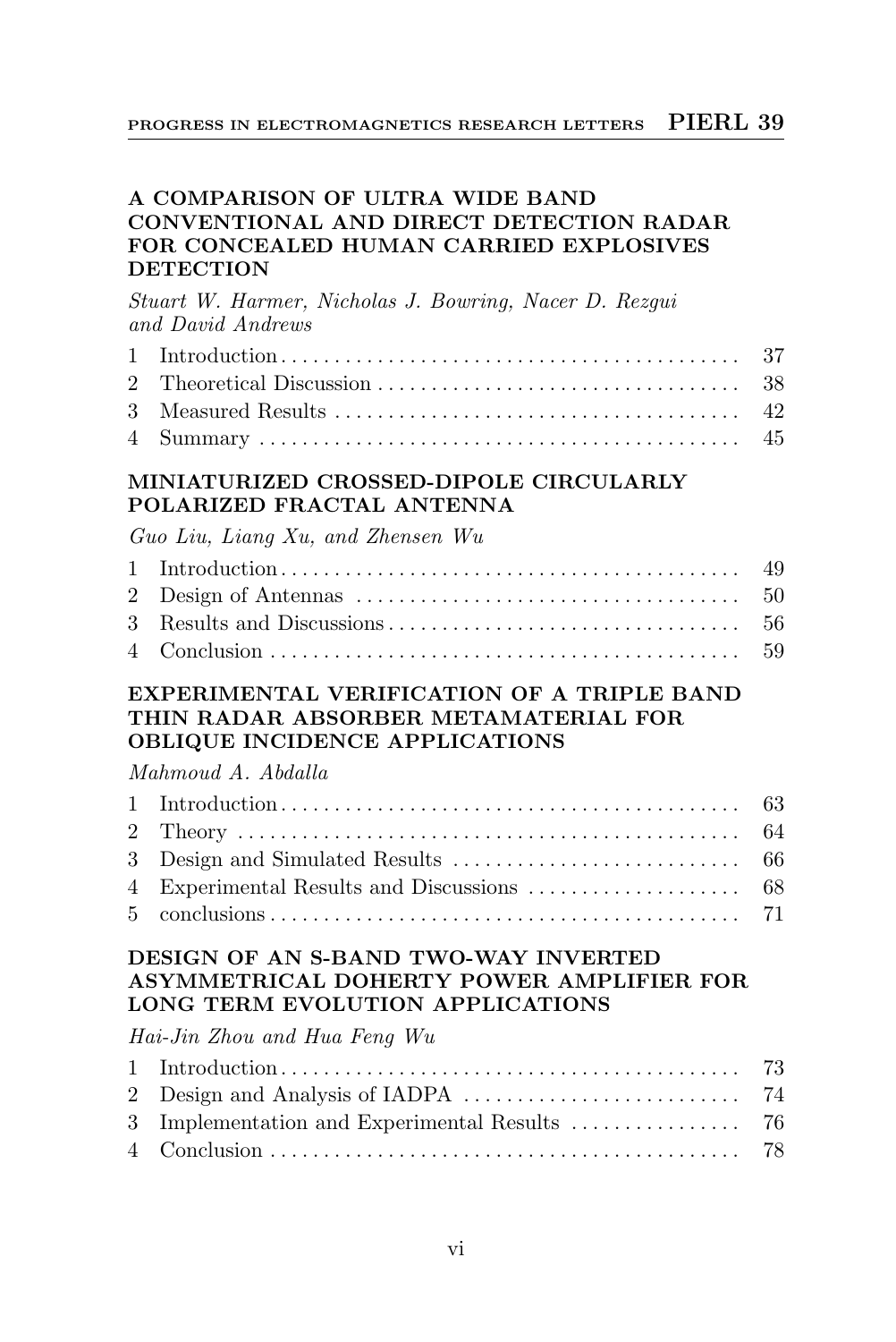### A COMPARISON OF ULTRA WIDE BAND CONVENTIONAL AND DIRECT DETECTION RADAR FOR CONCEALED HUMAN CARRIED EXPLOSIVES DETECTION

*Stuart W. Harmer, Nicholas J. Bowring, Nacer D. Rezgui and David Andrews*

| | | |
|---|---|---|
| 1 | Introduction | 37 |
| 2 | Theoretical Discussion | 38 |
| 3 | Measured Results | 42 |
| 4 | Summary | 45 |

### MINIATURIZED CROSSED-DIPOLE CIRCULARLY POLARIZED FRACTAL ANTENNA

*Guo Liu, Liang Xu, and Zhensen Wu*

| | | |
|---|---|---|
| 1 | Introduction | 49 |
| 2 | Design of Antennas | 50 |
| 3 | Results and Discussions | 56 |
| 4 | Conclusion | 59 |

### EXPERIMENTAL VERIFICATION OF A TRIPLE BAND THIN RADAR ABSORBER METAMATERIAL FOR OBLIQUE INCIDENCE APPLICATIONS

*Mahmoud A. Abdalla*

| | | |
|---|---|---|
| 1 | Introduction | 63 |
| 2 | Theory | 64 |
| 3 | Design and Simulated Results | 66 |
| 4 | Experimental Results and Discussions | 68 |
| 5 | conclusions | 71 |

### DESIGN OF AN S-BAND TWO-WAY INVERTED ASYMMETRICAL DOHERTY POWER AMPLIFIER FOR LONG TERM EVOLUTION APPLICATIONS

*Hai-Jin Zhou and Hua Feng Wu*

| | | |
|---|---|---|
| 1 | Introduction | 73 |
| 2 | Design and Analysis of IADPA | 74 |
| 3 | Implementation and Experimental Results | 76 |
| 4 | Conclusion | 78 |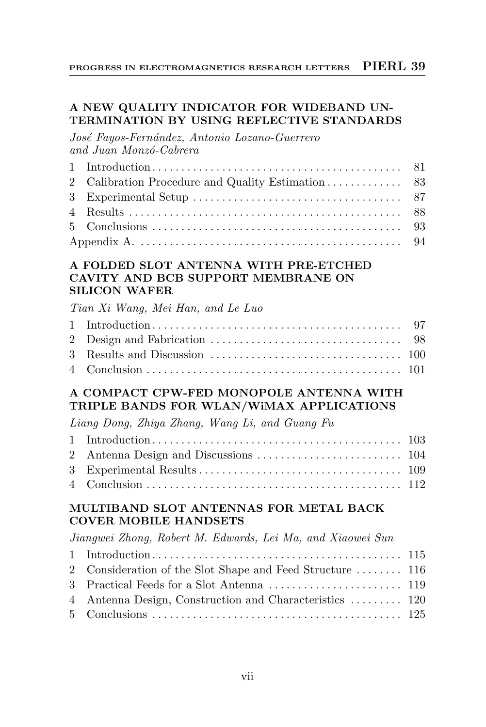### A NEW QUALITY INDICATOR FOR WIDEBAND UNTERMINATION BY USING REFLECTIVE STANDARDS

*José Fayos-Fernández, Antonio Lozano-Guerrero and Juan Monzó-Cabrera*

| | | |
|---|---|---|
| 1 | Introduction | 81 |
| 2 | Calibration Procedure and Quality Estimation | 83 |
| 3 | Experimental Setup | 87 |
| 4 | Results | 88 |
| 5 | Conclusions | 93 |
| | Appendix A. | 94 |

### A FOLDED SLOT ANTENNA WITH PRE-ETCHED CAVITY AND BCB SUPPORT MEMBRANE ON SILICON WAFER

*Tian Xi Wang, Mei Han, and Le Luo*

| | | |
|---|---|---|
| 1 | Introduction | 97 |
| 2 | Design and Fabrication | 98 |
| 3 | Results and Discussion | 100 |
| 4 | Conclusion | 101 |

### A COMPACT CPW-FED MONOPOLE ANTENNA WITH TRIPLE BANDS FOR WLAN/WiMAX APPLICATIONS

*Liang Dong, Zhiya Zhang, Wang Li, and Guang Fu*

| | | |
|---|---|---|
| 1 | Introduction | 103 |
| 2 | Antenna Design and Discussions | 104 |
| 3 | Experimental Results | 109 |
| 4 | Conclusion | 112 |

### MULTIBAND SLOT ANTENNAS FOR METAL BACK COVER MOBILE HANDSETS

*Jiangwei Zhong, Robert M. Edwards, Lei Ma, and Xiaowei Sun*

| | | |
|---|---|---|
| 1 | Introduction | 115 |
| 2 | Consideration of the Slot Shape and Feed Structure | 116 |
| 3 | Practical Feeds for a Slot Antenna | 119 |
| 4 | Antenna Design, Construction and Characteristics | 120 |
| 5 | Conclusions | 125 |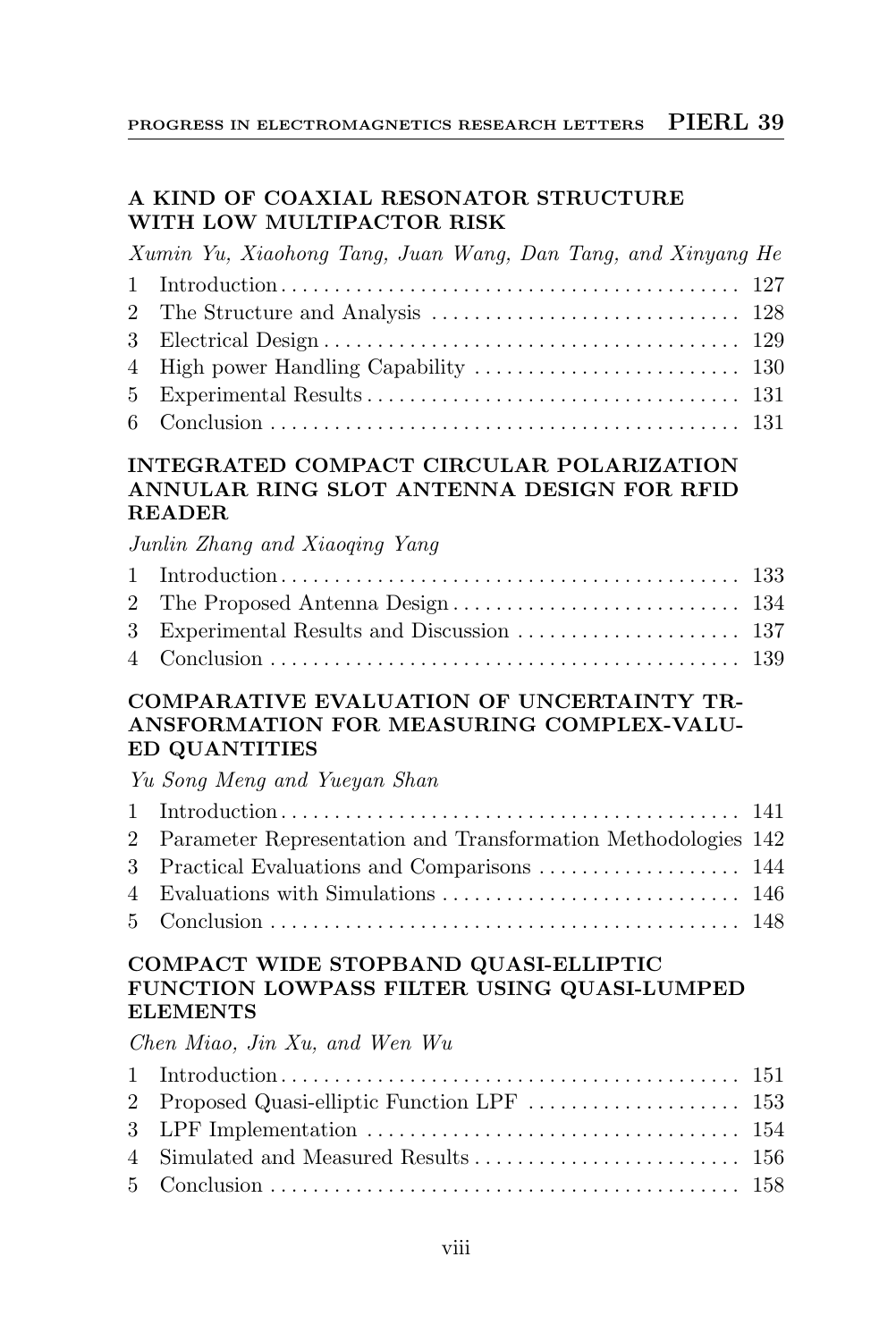### A KIND OF COAXIAL RESONATOR STRUCTURE WITH LOW MULTIPACTOR RISK

*Xumin Yu, Xiaohong Tang, Juan Wang, Dan Tang, and Xinyang He*

| | | |
|---|---|---|
| 1 | Introduction | 127 |
| 2 | The Structure and Analysis | 128 |
| 3 | Electrical Design | 129 |
| 4 | High power Handling Capability | 130 |
| 5 | Experimental Results | 131 |
| 6 | Conclusion | 131 |

### INTEGRATED COMPACT CIRCULAR POLARIZATION ANNULAR RING SLOT ANTENNA DESIGN FOR RFID READER

*Junlin Zhang and Xiaoqing Yang*

| | | |
|---|---|---|
| 1 | Introduction | 133 |
| 2 | The Proposed Antenna Design | 134 |
| 3 | Experimental Results and Discussion | 137 |
| 4 | Conclusion | 139 |

### COMPARATIVE EVALUATION OF UNCERTAINTY TRANSFORMATION FOR MEASURING COMPLEX-VALUED QUANTITIES

*Yu Song Meng and Yueyan Shan*

| | | |
|---|---|---|
| 1 | Introduction | 141 |
| 2 | Parameter Representation and Transformation Methodologies | 142 |
| 3 | Practical Evaluations and Comparisons | 144 |
| 4 | Evaluations with Simulations | 146 |
| 5 | Conclusion | 148 |

### COMPACT WIDE STOPBAND QUASI-ELLIPTIC FUNCTION LOWPASS FILTER USING QUASI-LUMPED ELEMENTS

*Chen Miao, Jin Xu, and Wen Wu*

| | | |
|---|---|---|
| 1 | Introduction | 151 |
| 2 | Proposed Quasi-elliptic Function LPF | 153 |
| 3 | LPF Implementation | 154 |
| 4 | Simulated and Measured Results | 156 |
| 5 | Conclusion | 158 |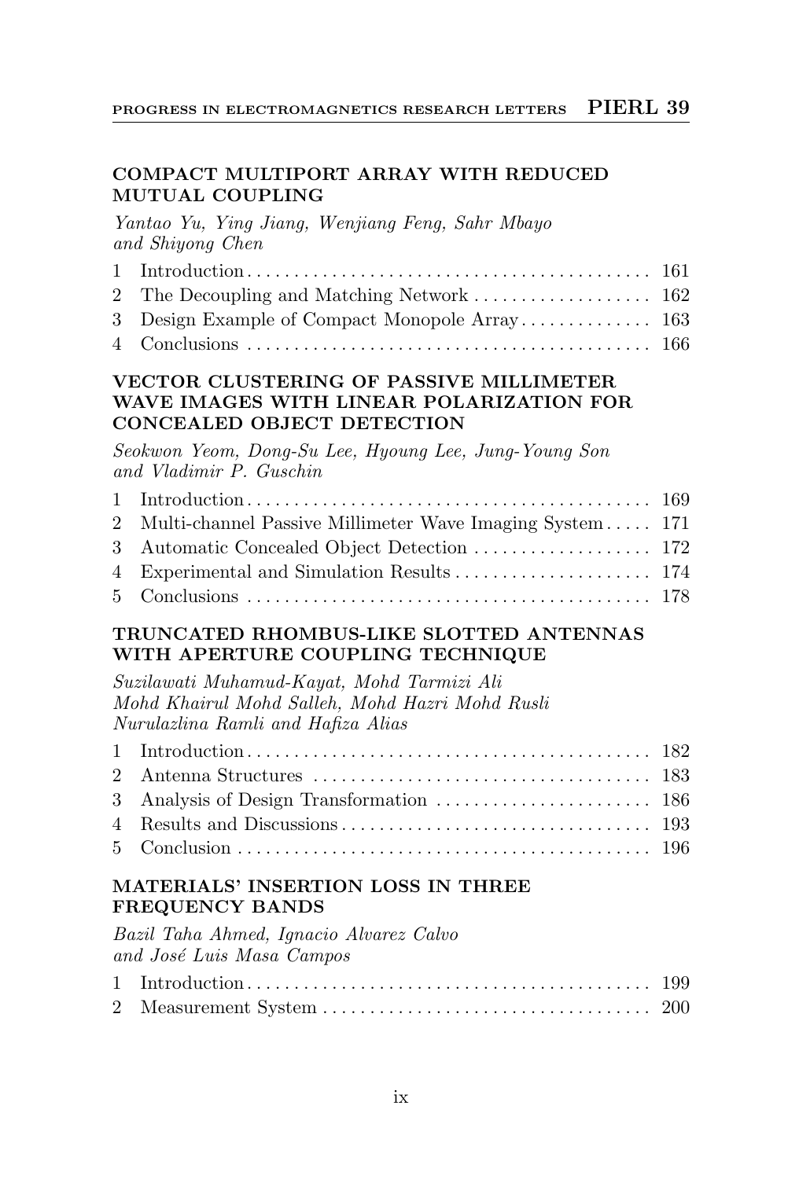### COMPACT MULTIPORT ARRAY WITH REDUCED MUTUAL COUPLING

*Yantao Yu, Ying Jiang, Wenjiang Feng, Sahr Mbayo and Shiyong Chen*

1 Introduction . . . . . . . . . . . . . . . . . . . . . . . . . . . . . . . . . . . . . . . . . . . 161
2 The Decoupling and Matching Network . . . . . . . . . . . . . . . . . . . 162
3 Design Example of Compact Monopole Array . . . . . . . . . . . . . . 163
4 Conclusions . . . . . . . . . . . . . . . . . . . . . . . . . . . . . . . . . . . . . . . . . . 166

### VECTOR CLUSTERING OF PASSIVE MILLIMETER WAVE IMAGES WITH LINEAR POLARIZATION FOR CONCEALED OBJECT DETECTION

*Seokwon Yeom, Dong-Su Lee, Hyoung Lee, Jung-Young Son and Vladimir P. Guschin*

1 Introduction . . . . . . . . . . . . . . . . . . . . . . . . . . . . . . . . . . . . . . . . . . . 169
2 Multi-channel Passive Millimeter Wave Imaging System . . . . . 171
3 Automatic Concealed Object Detection . . . . . . . . . . . . . . . . . . . 172
4 Experimental and Simulation Results . . . . . . . . . . . . . . . . . . . . . 174
5 Conclusions . . . . . . . . . . . . . . . . . . . . . . . . . . . . . . . . . . . . . . . . . . 178

### TRUNCATED RHOMBUS-LIKE SLOTTED ANTENNAS WITH APERTURE COUPLING TECHNIQUE

*Suzilawati Muhamud-Kayat, Mohd Tarmizi Ali Mohd Khairul Mohd Salleh, Mohd Hazri Mohd Rusli Nurulazlina Ramli and Hafiza Alias*

1 Introduction . . . . . . . . . . . . . . . . . . . . . . . . . . . . . . . . . . . . . . . . . . . 182
2 Antenna Structures . . . . . . . . . . . . . . . . . . . . . . . . . . . . . . . . . . . . 183
3 Analysis of Design Transformation . . . . . . . . . . . . . . . . . . . . . . . 186
4 Results and Discussions . . . . . . . . . . . . . . . . . . . . . . . . . . . . . . . . . 193
5 Conclusion . . . . . . . . . . . . . . . . . . . . . . . . . . . . . . . . . . . . . . . . . . . 196

### MATERIALS' INSERTION LOSS IN THREE FREQUENCY BANDS

*Bazil Taha Ahmed, Ignacio Alvarez Calvo and José Luis Masa Campos*

1 Introduction . . . . . . . . . . . . . . . . . . . . . . . . . . . . . . . . . . . . . . . . . . . 199
2 Measurement System . . . . . . . . . . . . . . . . . . . . . . . . . . . . . . . . . . . 200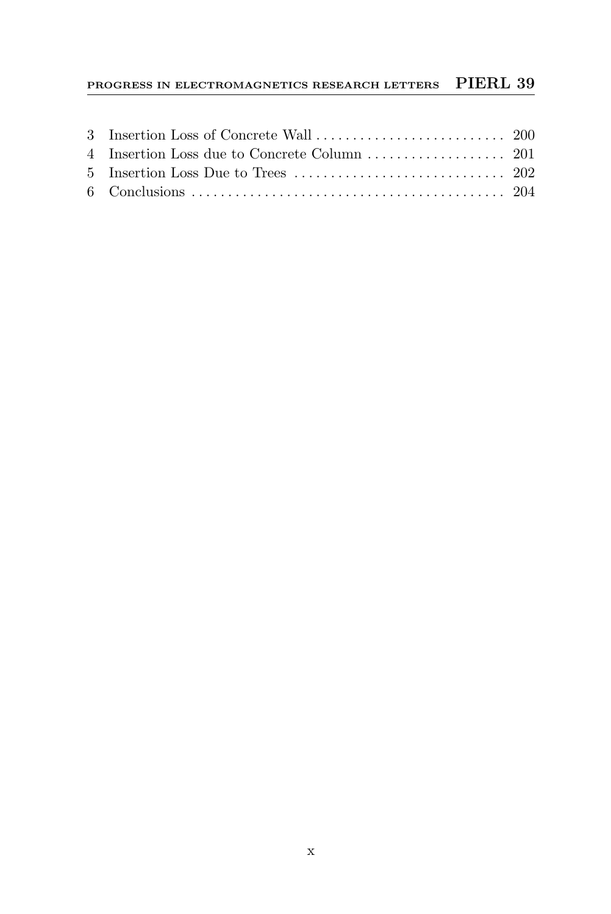3 Insertion Loss of Concrete Wall .......................... 200
4 Insertion Loss due to Concrete Column .................. 201
5 Insertion Loss Due to Trees ............................ 202
6 Conclusions ........................................... 204